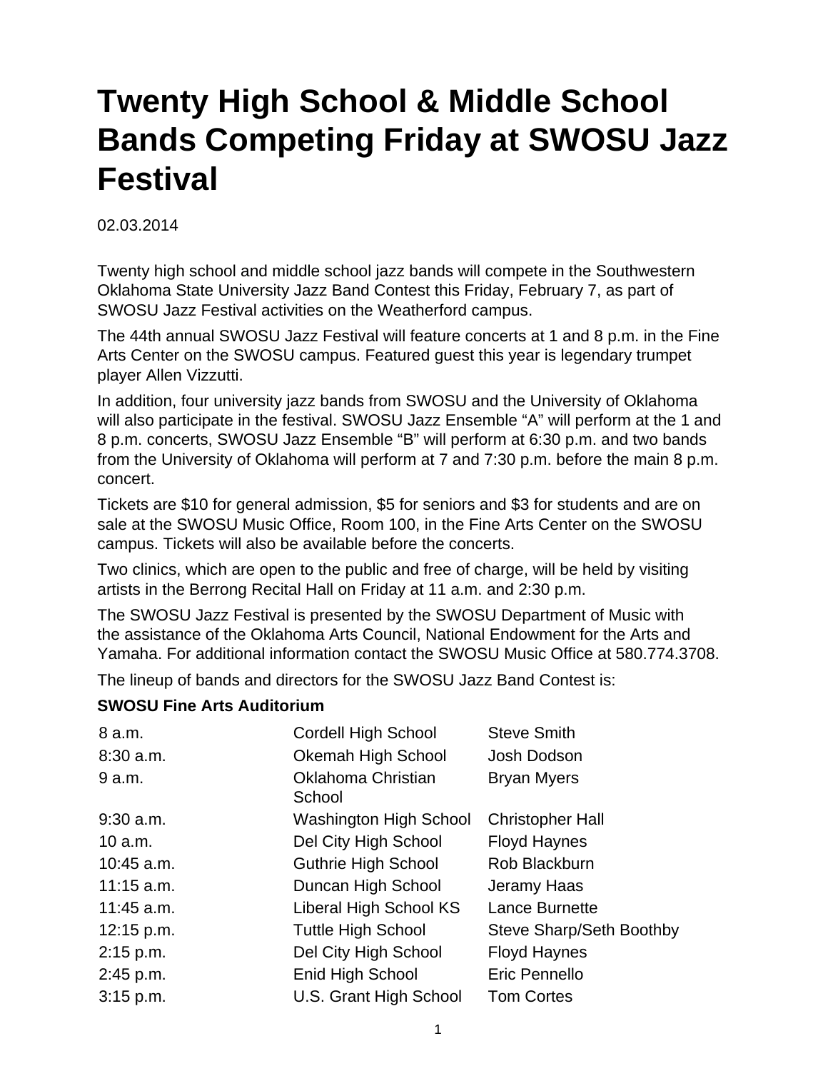# Twenty High School & Middle School Bands Competing Friday at SWOSU Jazz Festival

02.03.2014

Twenty high school and middle school jazz bands will compete in the Southwestern Oklahoma State University Jazz Band Contest this Friday, February 7, as part of SWOSU Jazz Festival activities on the Weatherford campus.

The 44th annual SWOSU Jazz Festival will feature concerts at 1 and 8 p.m. in the Fine Arts Center on the SWOSU campus. Featured guest this year is legendary trumpet player Allen Vizzutti.

In addition, four university jazz bands from SWOSU and the University of Oklahoma will also participate in the festival. SWOSU Jazz Ensemble "A" will perform at the 1 and 8 p.m. concerts, SWOSU Jazz Ensemble "B" will perform at 6:30 p.m. and two bands from the University of Oklahoma will perform at 7 and 7:30 p.m. before the main 8 p.m. concert.

Tickets are $10 for general admission, $5 for seniors and $3 for students and are on sale at the SWOSU Music Office, Room 100, in the Fine Arts Center on the SWOSU campus. Tickets will also be available before the concerts.

Two clinics, which are open to the public and free of charge, will be held by visiting artists in the Berrong Recital Hall on Friday at 11 a.m. and 2:30 p.m.

The SWOSU Jazz Festival is presented by the SWOSU Department of Music with the assistance of the Oklahoma Arts Council, National Endowment for the Arts and Yamaha. For additional information contact the SWOSU Music Office at 580.774.3708.

The lineup of bands and directors for the SWOSU Jazz Band Contest is:

**SWOSU Fine Arts Auditorium**

| | | |
|---|---|---|
| 8 a.m. | Cordell High School | Steve Smith |
| 8:30 a.m. | Okemah High School | Josh Dodson |
| 9 a.m. | Oklahoma Christian School | Bryan Myers |
| 9:30 a.m. | Washington High School | Christopher Hall |
| 10 a.m. | Del City High School | Floyd Haynes |
| 10:45 a.m. | Guthrie High School | Rob Blackburn |
| 11:15 a.m. | Duncan High School | Jeramy Haas |
| 11:45 a.m. | Liberal High School KS | Lance Burnette |
| 12:15 p.m. | Tuttle High School | Steve Sharp/Seth Boothby |
| 2:15 p.m. | Del City High School | Floyd Haynes |
| 2:45 p.m. | Enid High School | Eric Pennello |
| 3:15 p.m. | U.S. Grant High School | Tom Cortes |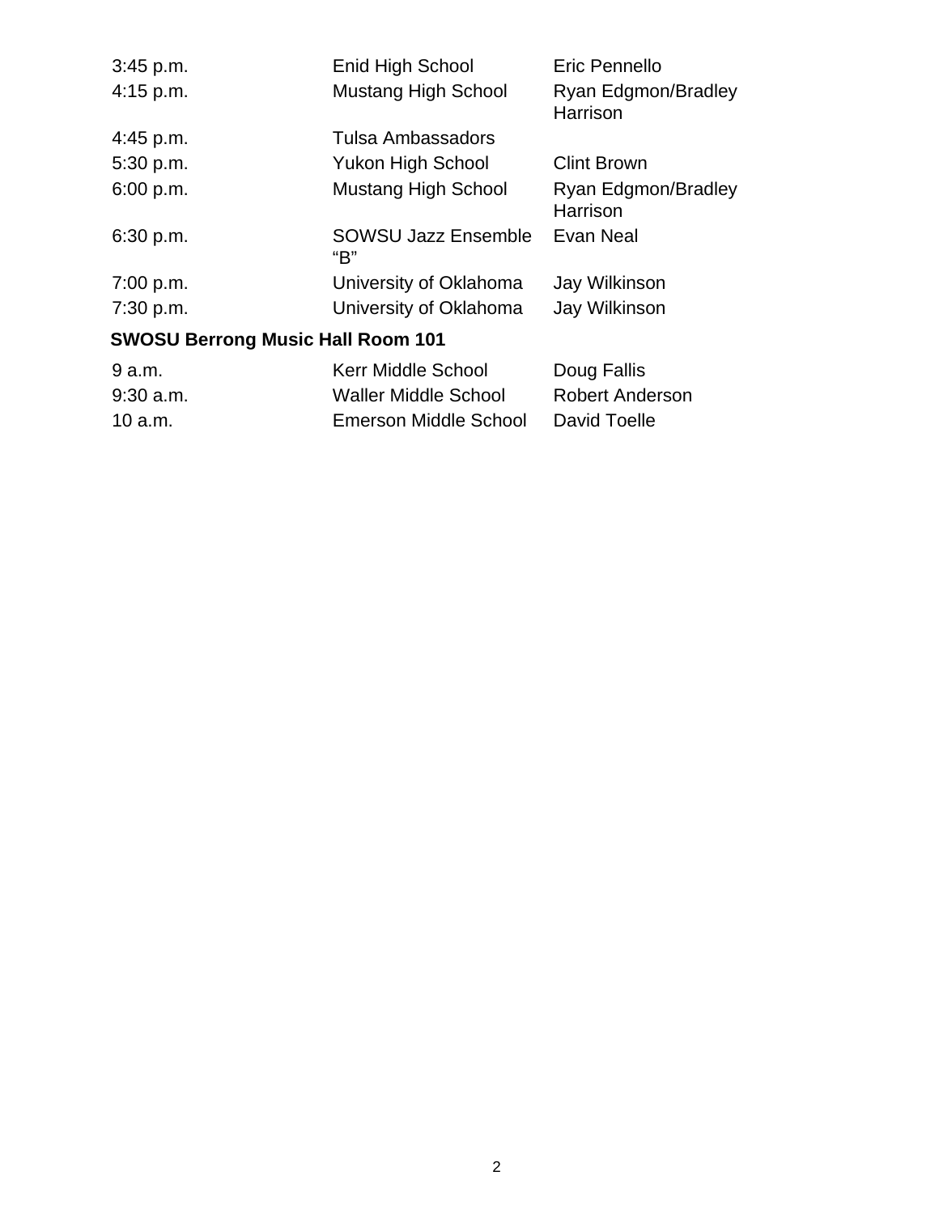| | | |
|---|---|---|
| 3:45 p.m. | Enid High School | Eric Pennello |
| 4:15 p.m. | Mustang High School | Ryan Edgmon/Bradley Harrison |
| 4:45 p.m. | Tulsa Ambassadors | |
| 5:30 p.m. | Yukon High School | Clint Brown |
| 6:00 p.m. | Mustang High School | Ryan Edgmon/Bradley Harrison |
| 6:30 p.m. | SOWSU Jazz Ensemble “B” | Evan Neal |
| 7:00 p.m. | University of Oklahoma | Jay Wilkinson |
| 7:30 p.m. | University of Oklahoma | Jay Wilkinson |

**SWOSU Berrong Music Hall Room 101**

| | | |
|---|---|---|
| 9 a.m. | Kerr Middle School | Doug Fallis |
| 9:30 a.m. | Waller Middle School | Robert Anderson |
| 10 a.m. | Emerson Middle School | David Toelle |